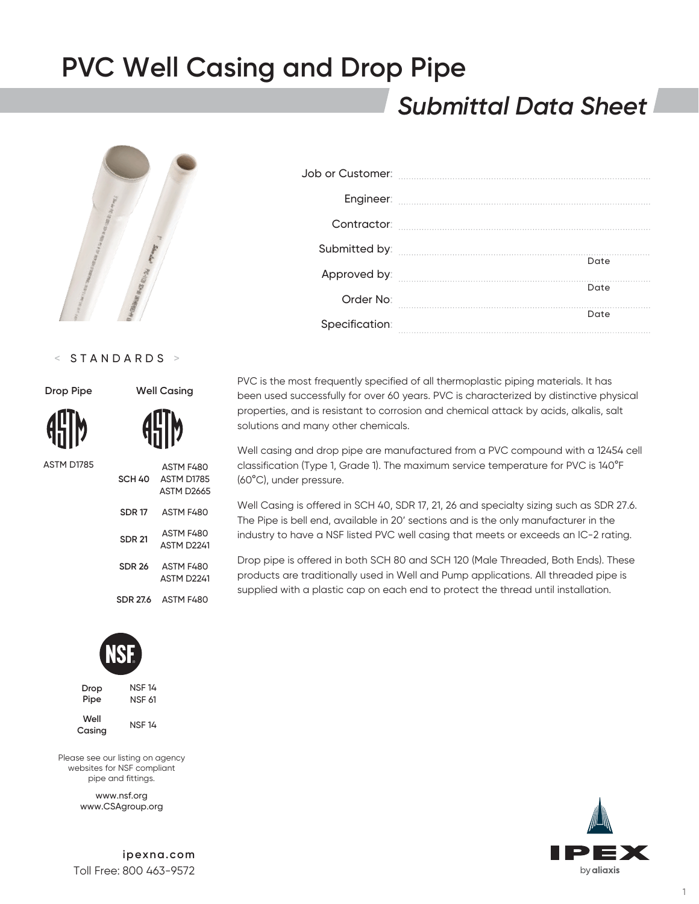# PVC Well Casing and Drop Pipe

## *Submittal Data Sheet*

| | |
|---|---|
| Job or Customer: | |
| Engineer: | |
| Contractor: | |
| Submitted by: | Date |
| Approved by: | Date |
| Order No: | Date |
| Specification: | |

## < STANDARDS >

| Drop Pipe | Well Casing | |
|---|---|---|
| ASTM D1785 | SCH 40 | ASTM F480<br>ASTM D1785<br>ASTM D2665 |
| | SDR 17 | ASTM F480 |
| | SDR 21 | ASTM F480<br>ASTM D2241 |
| | SDR 26 | ASTM F480<br>ASTM D2241 |
| | SDR 27.6 | ASTM F480 |

**NSF**

| | |
|---|---|
| Drop Pipe | NSF 14<br>NSF 61 |
| Well Casing | NSF 14 |

Please see our listing on agency websites for NSF compliant pipe and fittings.

www.nsf.org
www.CSAgroup.org

PVC is the most frequently specified of all thermoplastic piping materials. It has been used successfully for over 60 years. PVC is characterized by distinctive physical properties, and is resistant to corrosion and chemical attack by acids, alkalis, salt solutions and many other chemicals.

Well casing and drop pipe are manufactured from a PVC compound with a 12454 cell classification (Type 1, Grade 1). The maximum service temperature for PVC is 140°F (60°C), under pressure.

Well Casing is offered in SCH 40, SDR 17, 21, 26 and specialty sizing such as SDR 27.6. The Pipe is bell end, available in 20' sections and is the only manufacturer in the industry to have a NSF listed PVC well casing that meets or exceeds an IC-2 rating.

Drop pipe is offered in both SCH 80 and SCH 120 (Male Threaded, Both Ends). These products are traditionally used in Well and Pump applications. All threaded pipe is supplied with a plastic cap on each end to protect the thread until installation.

ipexna.com
Toll Free: 800 463-9572

IPEX by aliaxis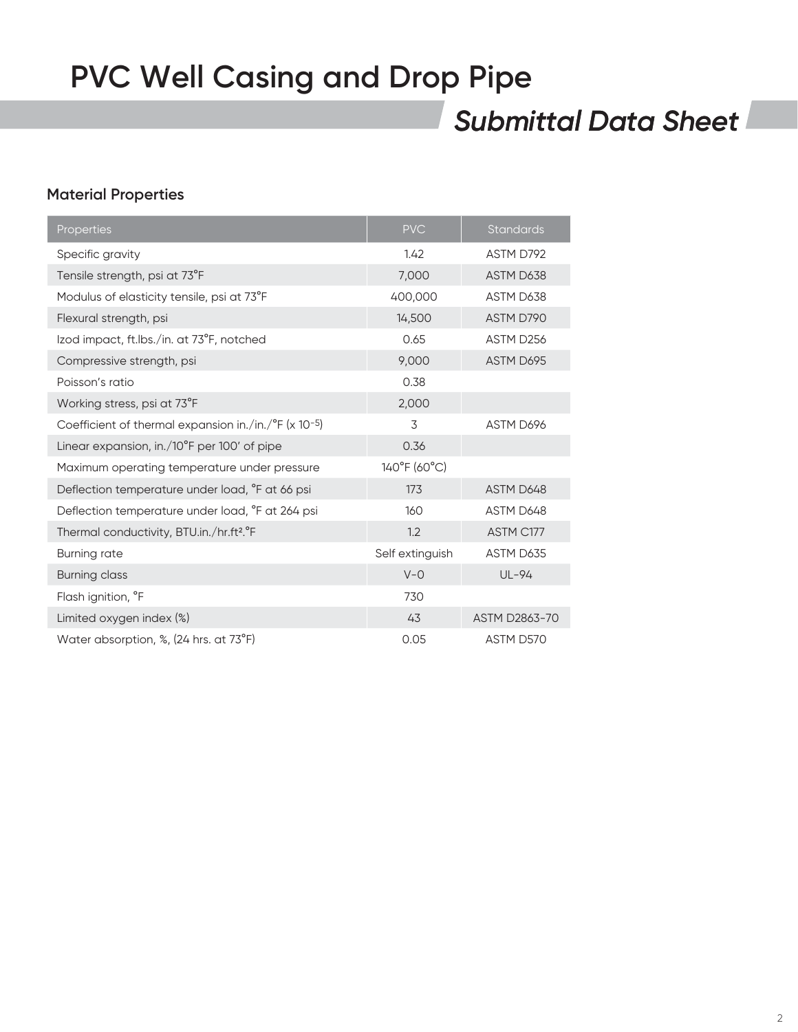# PVC Well Casing and Drop Pipe

## *Submittal Data Sheet*

### Material Properties

| Properties | PVC | Standards |
|---|---|---|
| Specific gravity | 1.42 | ASTM D792 |
| Tensile strength, psi at 73°F | 7,000 | ASTM D638 |
| Modulus of elasticity tensile, psi at 73°F | 400,000 | ASTM D638 |
| Flexural strength, psi | 14,500 | ASTM D790 |
| Izod impact, ft.lbs./in. at 73°F, notched | 0.65 | ASTM D256 |
| Compressive strength, psi | 9,000 | ASTM D695 |
| Poisson's ratio | 0.38 | |
| Working stress, psi at 73°F | 2,000 | |
| Coefficient of thermal expansion in./in./°F (x $10^{-5}$) | 3 | ASTM D696 |
| Linear expansion, in./10°F per 100' of pipe | 0.36 | |
| Maximum operating temperature under pressure | 140°F (60°C) | |
| Deflection temperature under load, °F at 66 psi | 173 | ASTM D648 |
| Deflection temperature under load, °F at 264 psi | 160 | ASTM D648 |
| Thermal conductivity, BTU.in./hr.ft$^2$.°F | 1.2 | ASTM C177 |
| Burning rate | Self extinguish | ASTM D635 |
| Burning class | V-0 | UL-94 |
| Flash ignition, °F | 730 | |
| Limited oxygen index (%) | 43 | ASTM D2863-70 |
| Water absorption, %, (24 hrs. at 73°F) | 0.05 | ASTM D570 |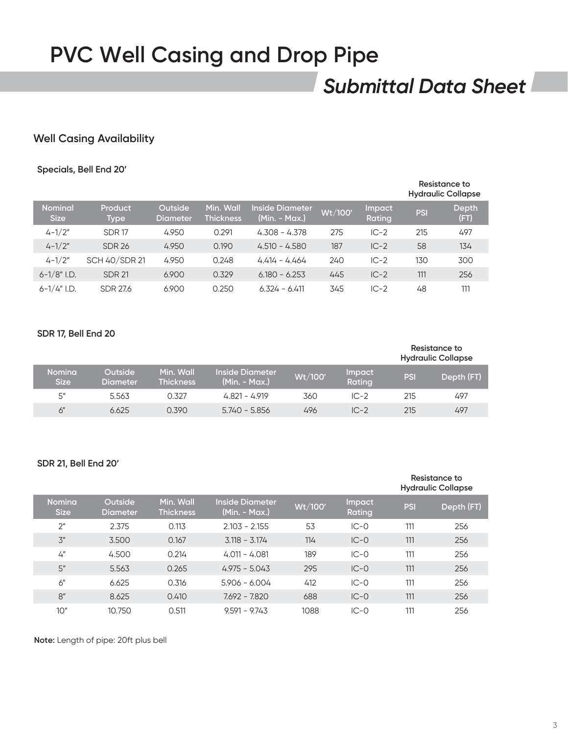# PVC Well Casing and Drop Pipe

## *Submittal Data Sheet*

### Well Casing Availability

**Specials, Bell End 20'**

| | | | | | | | Resistance to Hydraulic Collapse | |
|---|---|---|---|---|---|---|---|---|
| Nominal Size | Product Type | Outside Diameter | Min. Wall Thickness | Inside Diameter (Min. - Max.) | Wt/100' | Impact Rating | PSI | Depth (FT) |
| 4-1/2" | SDR 17 | 4.950 | 0.291 | 4.308 - 4.378 | 275 | IC-2 | 215 | 497 |
| 4-1/2" | SDR 26 | 4.950 | 0.190 | 4.510 - 4.580 | 187 | IC-2 | 58 | 134 |
| 4-1/2" | SCH 40/SDR 21 | 4.950 | 0.248 | 4.414 - 4.464 | 240 | IC-2 | 130 | 300 |
| 6-1/8" I.D. | SDR 21 | 6.900 | 0.329 | 6.180 - 6.253 | 445 | IC-2 | 111 | 256 |
| 6-1/4" I.D. | SDR 27.6 | 6.900 | 0.250 | 6.324 - 6.411 | 345 | IC-2 | 48 | 111 |

**SDR 17, Bell End 20**

| | | | | | | Resistance to Hydraulic Collapse | |
|---|---|---|---|---|---|---|---|
| Nomina Size | Outside Diameter | Min. Wall Thickness | Inside Diameter (Min. - Max.) | Wt/100' | Impact Rating | PSI | Depth (FT) |
| 5" | 5.563 | 0.327 | 4.821 - 4.919 | 360 | IC-2 | 215 | 497 |
| 6" | 6.625 | 0.390 | 5.740 - 5.856 | 496 | IC-2 | 215 | 497 |

**SDR 21, Bell End 20'**

| | | | | | | Resistance to Hydraulic Collapse | |
|---|---|---|---|---|---|---|---|
| Nomina Size | Outside Diameter | Min. Wall Thickness | Inside Diameter (Min. - Max.) | Wt/100' | Impact Rating | PSI | Depth (FT) |
| 2" | 2.375 | 0.113 | 2.103 - 2.155 | 53 | IC-0 | 111 | 256 |
| 3" | 3.500 | 0.167 | 3.118 - 3.174 | 114 | IC-0 | 111 | 256 |
| 4" | 4.500 | 0.214 | 4.011 - 4.081 | 189 | IC-0 | 111 | 256 |
| 5" | 5.563 | 0.265 | 4.975 - 5.043 | 295 | IC-0 | 111 | 256 |
| 6" | 6.625 | 0.316 | 5.906 - 6.004 | 412 | IC-0 | 111 | 256 |
| 8" | 8.625 | 0.410 | 7.692 - 7.820 | 688 | IC-0 | 111 | 256 |
| 10" | 10.750 | 0.511 | 9.591 - 9.743 | 1088 | IC-0 | 111 | 256 |

**Note:** Length of pipe: 20ft plus bell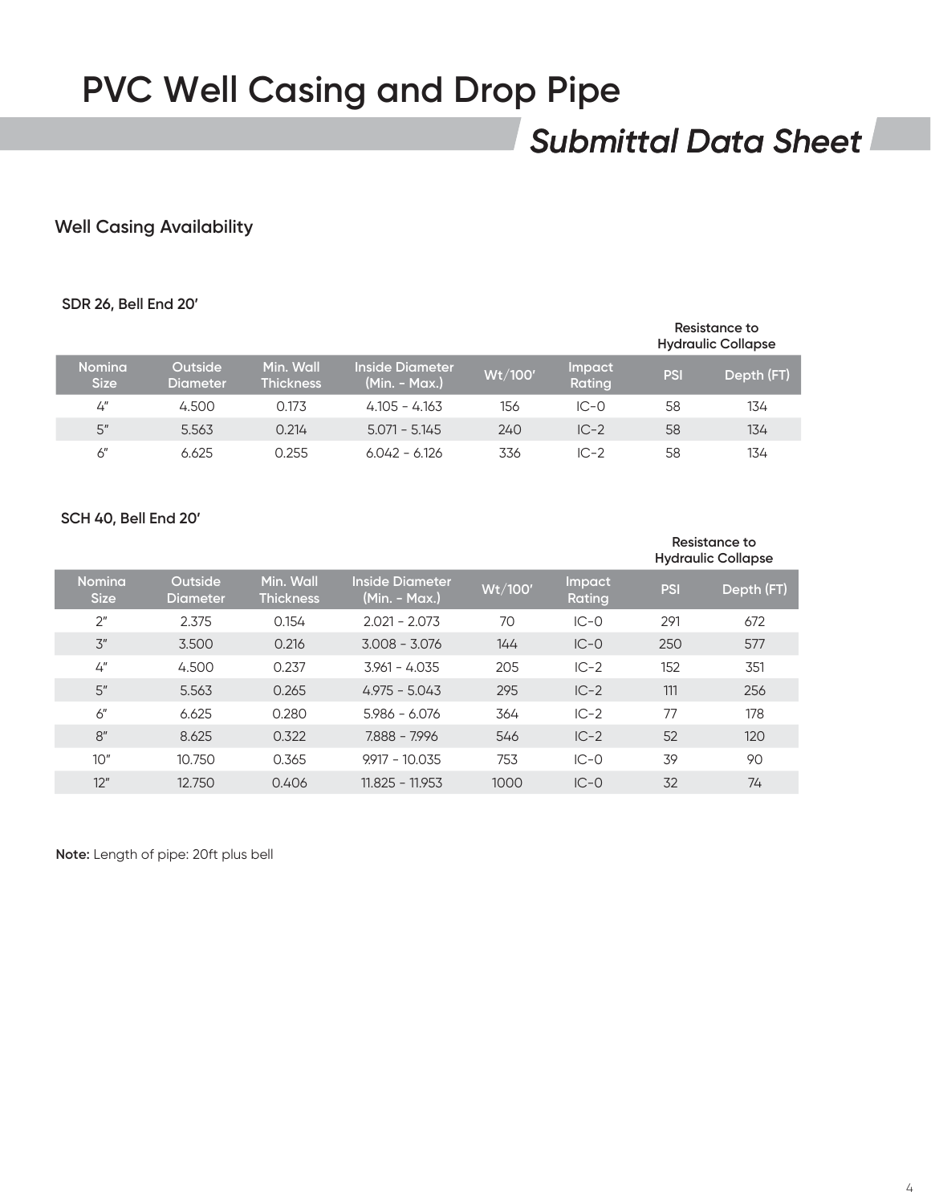# PVC Well Casing and Drop Pipe

## *Submittal Data Sheet*

### Well Casing Availability

**SDR 26, Bell End 20'**

| | | | | | | Resistance to Hydraulic Collapse | |
|---|---|---|---|---|---|---|---|
| Nomina Size | Outside Diameter | Min. Wall Thickness | Inside Diameter (Min. - Max.) | Wt/100' | Impact Rating | PSI | Depth (FT) |
| 4" | 4.500 | 0.173 | 4.105 - 4.163 | 156 | IC-0 | 58 | 134 |
| 5" | 5.563 | 0.214 | 5.071 - 5.145 | 240 | IC-2 | 58 | 134 |
| 6" | 6.625 | 0.255 | 6.042 - 6.126 | 336 | IC-2 | 58 | 134 |

**SCH 40, Bell End 20'**

| | | | | | | Resistance to Hydraulic Collapse | |
|---|---|---|---|---|---|---|---|
| Nomina Size | Outside Diameter | Min. Wall Thickness | Inside Diameter (Min. - Max.) | Wt/100' | Impact Rating | PSI | Depth (FT) |
| 2" | 2.375 | 0.154 | 2.021 - 2.073 | 70 | IC-0 | 291 | 672 |
| 3" | 3.500 | 0.216 | 3.008 - 3.076 | 144 | IC-0 | 250 | 577 |
| 4" | 4.500 | 0.237 | 3.961 - 4.035 | 205 | IC-2 | 152 | 351 |
| 5" | 5.563 | 0.265 | 4.975 - 5.043 | 295 | IC-2 | 111 | 256 |
| 6" | 6.625 | 0.280 | 5.986 - 6.076 | 364 | IC-2 | 77 | 178 |
| 8" | 8.625 | 0.322 | 7.888 - 7.996 | 546 | IC-2 | 52 | 120 |
| 10" | 10.750 | 0.365 | 9.917 - 10.035 | 753 | IC-0 | 39 | 90 |
| 12" | 12.750 | 0.406 | 11.825 - 11.953 | 1000 | IC-0 | 32 | 74 |

**Note:** Length of pipe: 20ft plus bell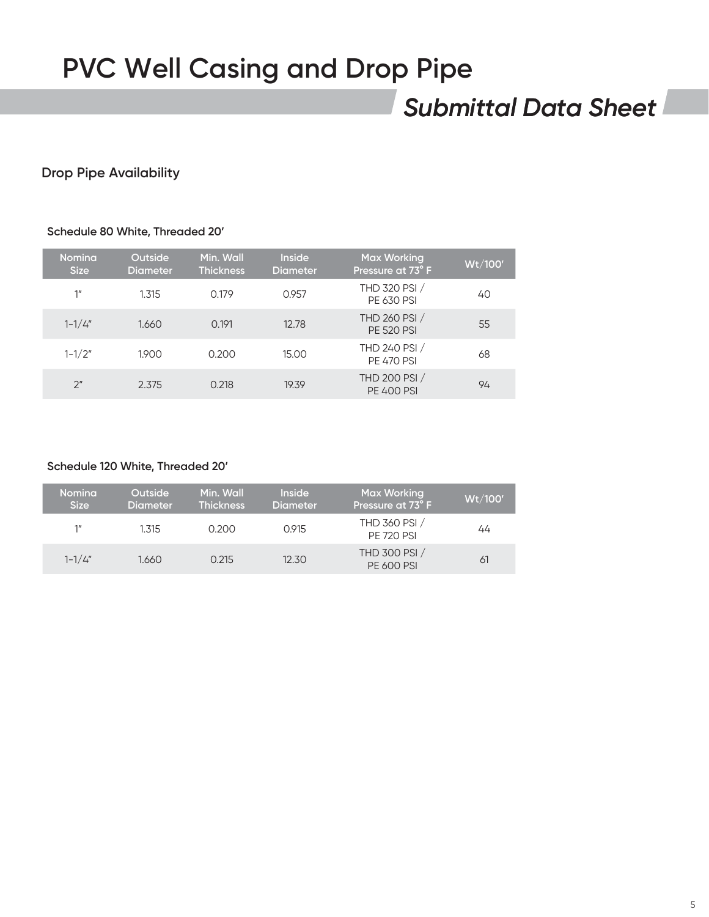# PVC Well Casing and Drop Pipe

## *Submittal Data Sheet*

### Drop Pipe Availability

**Schedule 80 White, Threaded 20'**

| Nomina Size | Outside Diameter | Min. Wall Thickness | Inside Diameter | Max Working Pressure at 73° F | Wt/100' |
|---|---|---|---|---|---|
| 1" | 1.315 | 0.179 | 0.957 | THD 320 PSI / PE 630 PSI | 40 |
| 1-1/4" | 1.660 | 0.191 | 12.78 | THD 260 PSI / PE 520 PSI | 55 |
| 1-1/2" | 1.900 | 0.200 | 15.00 | THD 240 PSI / PE 470 PSI | 68 |
| 2" | 2.375 | 0.218 | 19.39 | THD 200 PSI / PE 400 PSI | 94 |

**Schedule 120 White, Threaded 20'**

| Nomina Size | Outside Diameter | Min. Wall Thickness | Inside Diameter | Max Working Pressure at 73° F | Wt/100' |
|---|---|---|---|---|---|
| 1" | 1.315 | 0.200 | 0.915 | THD 360 PSI / PE 720 PSI | 44 |
| 1-1/4" | 1.660 | 0.215 | 12.30 | THD 300 PSI / PE 600 PSI | 61 |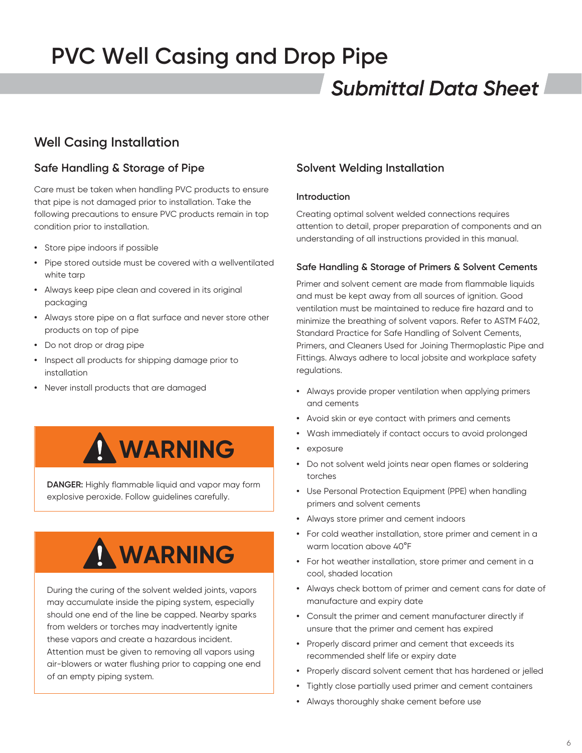# PVC Well Casing and Drop Pipe

*Submittal Data Sheet*

## Well Casing Installation

### Safe Handling & Storage of Pipe

Care must be taken when handling PVC products to ensure that pipe is not damaged prior to installation. Take the following precautions to ensure PVC products remain in top condition prior to installation.

- Store pipe indoors if possible
- Pipe stored outside must be covered with a wellventilated white tarp
- Always keep pipe clean and covered in its original packaging
- Always store pipe on a flat surface and never store other products on top of pipe
- Do not drop or drag pipe
- Inspect all products for shipping damage prior to installation
- Never install products that are damaged

**WARNING**

**DANGER:** Highly flammable liquid and vapor may form explosive peroxide. Follow guidelines carefully.

**WARNING**

During the curing of the solvent welded joints, vapors may accumulate inside the piping system, especially should one end of the line be capped. Nearby sparks from welders or torches may inadvertently ignite these vapors and create a hazardous incident. Attention must be given to removing all vapors using air-blowers or water flushing prior to capping one end of an empty piping system.

### Solvent Welding Installation

#### Introduction

Creating optimal solvent welded connections requires attention to detail, proper preparation of components and an understanding of all instructions provided in this manual.

#### Safe Handling & Storage of Primers & Solvent Cements

Primer and solvent cement are made from flammable liquids and must be kept away from all sources of ignition. Good ventilation must be maintained to reduce fire hazard and to minimize the breathing of solvent vapors. Refer to ASTM F402, Standard Practice for Safe Handling of Solvent Cements, Primers, and Cleaners Used for Joining Thermoplastic Pipe and Fittings. Always adhere to local jobsite and workplace safety regulations.

- Always provide proper ventilation when applying primers and cements
- Avoid skin or eye contact with primers and cements
- Wash immediately if contact occurs to avoid prolonged
- exposure
- Do not solvent weld joints near open flames or soldering torches
- Use Personal Protection Equipment (PPE) when handling primers and solvent cements
- Always store primer and cement indoors
- For cold weather installation, store primer and cement in a warm location above 40°F
- For hot weather installation, store primer and cement in a cool, shaded location
- Always check bottom of primer and cement cans for date of manufacture and expiry date
- Consult the primer and cement manufacturer directly if unsure that the primer and cement has expired
- Properly discard primer and cement that exceeds its recommended shelf life or expiry date
- Properly discard solvent cement that has hardened or jelled
- Tightly close partially used primer and cement containers
- Always thoroughly shake cement before use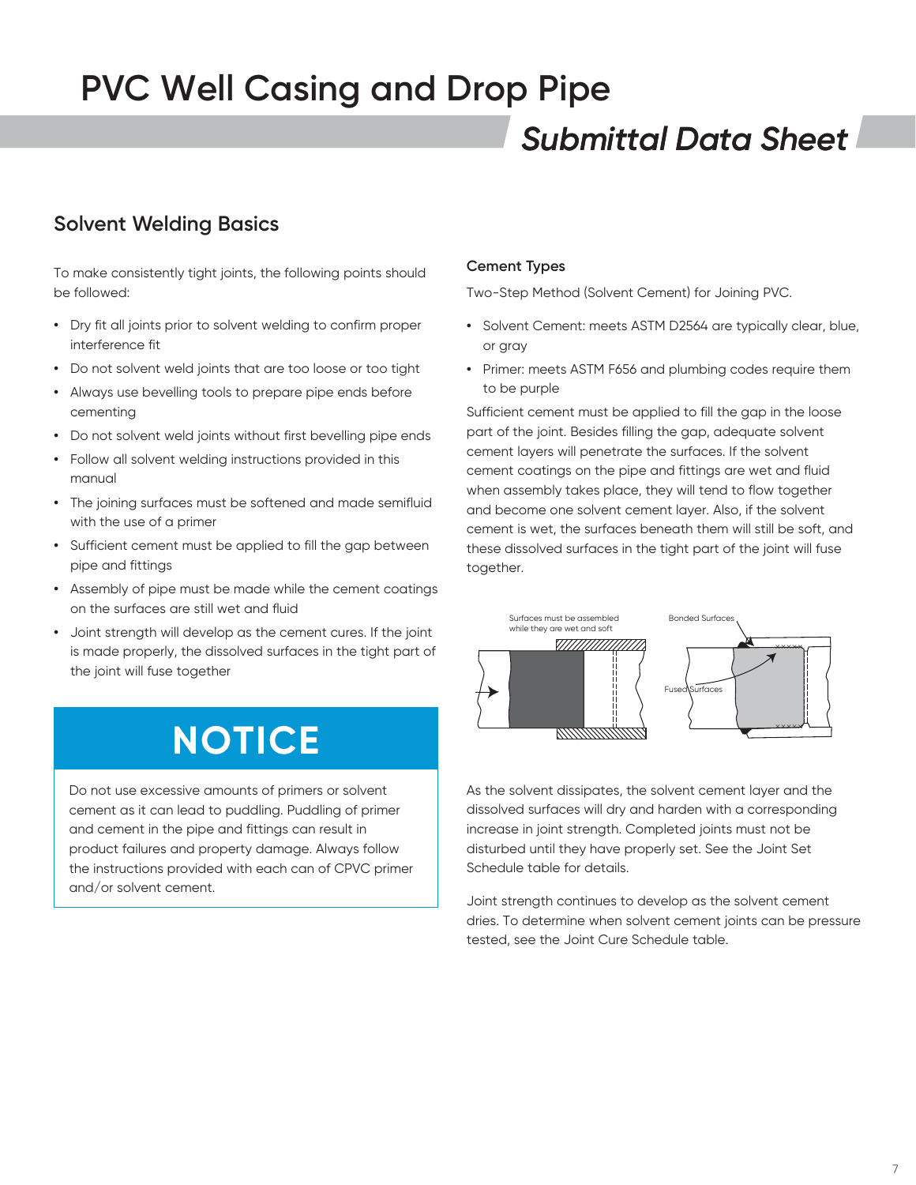# PVC Well Casing and Drop Pipe

*Submittal Data Sheet*

## Solvent Welding Basics

To make consistently tight joints, the following points should be followed:

- Dry fit all joints prior to solvent welding to confirm proper interference fit
- Do not solvent weld joints that are too loose or too tight
- Always use bevelling tools to prepare pipe ends before cementing
- Do not solvent weld joints without first bevelling pipe ends
- Follow all solvent welding instructions provided in this manual
- The joining surfaces must be softened and made semifluid with the use of a primer
- Sufficient cement must be applied to fill the gap between pipe and fittings
- Assembly of pipe must be made while the cement coatings on the surfaces are still wet and fluid
- Joint strength will develop as the cement cures. If the joint is made properly, the dissolved surfaces in the tight part of the joint will fuse together

## NOTICE

Do not use excessive amounts of primers or solvent cement as it can lead to puddling. Puddling of primer and cement in the pipe and fittings can result in product failures and property damage. Always follow the instructions provided with each can of CPVC primer and/or solvent cement.

### Cement Types

Two-Step Method (Solvent Cement) for Joining PVC.

- Solvent Cement: meets ASTM D2564 are typically clear, blue, or gray
- Primer: meets ASTM F656 and plumbing codes require them to be purple

Sufficient cement must be applied to fill the gap in the loose part of the joint. Besides filling the gap, adequate solvent cement layers will penetrate the surfaces. If the solvent cement coatings on the pipe and fittings are wet and fluid when assembly takes place, they will tend to flow together and become one solvent cement layer. Also, if the solvent cement is wet, the surfaces beneath them will still be soft, and these dissolved surfaces in the tight part of the joint will fuse together.

Surfaces must be assembled while they are wet and soft

Bonded Surfaces

Fused Surfaces

As the solvent dissipates, the solvent cement layer and the dissolved surfaces will dry and harden with a corresponding increase in joint strength. Completed joints must not be disturbed until they have properly set. See the Joint Set Schedule table for details.

Joint strength continues to develop as the solvent cement dries. To determine when solvent cement joints can be pressure tested, see the Joint Cure Schedule table.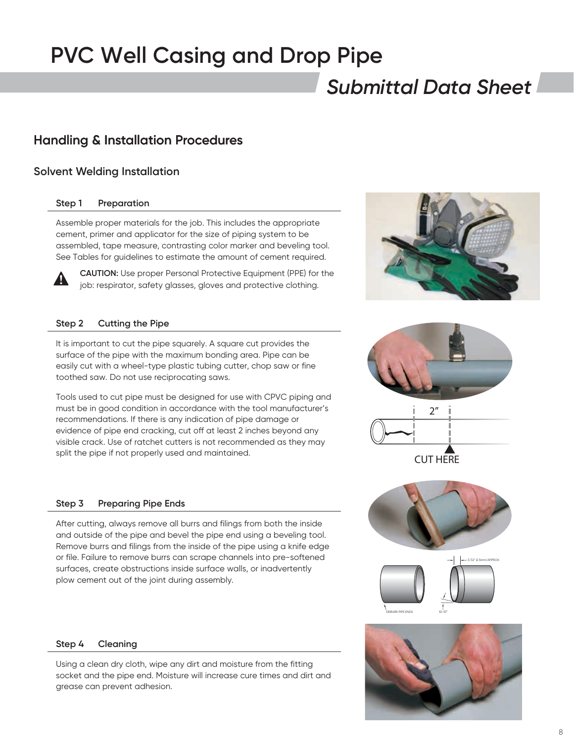# PVC Well Casing and Drop Pipe

*Submittal Data Sheet*

## Handling & Installation Procedures

### Solvent Welding Installation

**Step 1 Preparation**

Assemble proper materials for the job. This includes the appropriate cement, primer and applicator for the size of piping system to be assembled, tape measure, contrasting color marker and beveling tool. See Tables for guidelines to estimate the amount of cement required.

**CAUTION:** Use proper Personal Protective Equipment (PPE) for the job: respirator, safety glasses, gloves and protective clothing.

**Step 2 Cutting the Pipe**

It is important to cut the pipe squarely. A square cut provides the surface of the pipe with the maximum bonding area. Pipe can be easily cut with a wheel-type plastic tubing cutter, chop saw or fine toothed saw. Do not use reciprocating saws.

Tools used to cut pipe must be designed for use with CPVC piping and must be in good condition in accordance with the tool manufacturer's recommendations. If there is any indication of pipe damage or evidence of pipe end cracking, cut off at least 2 inches beyond any visible crack. Use of ratchet cutters is not recommended as they may split the pipe if not properly used and maintained.

2"

CUT HERE

**Step 3 Preparing Pipe Ends**

After cutting, always remove all burrs and filings from both the inside and outside of the pipe and bevel the pipe end using a beveling tool. Remove burrs and filings from the inside of the pipe using a knife edge or file. Failure to remove burrs can scrape channels into pre-softened surfaces, create obstructions inside surface walls, or inadvertently plow cement out of the joint during assembly.

3/32" (2.5mm) APPROX.

DEBURR PIPE ENDS

10-15°

**Step 4 Cleaning**

Using a clean dry cloth, wipe any dirt and moisture from the fitting socket and the pipe end. Moisture will increase cure times and dirt and grease can prevent adhesion.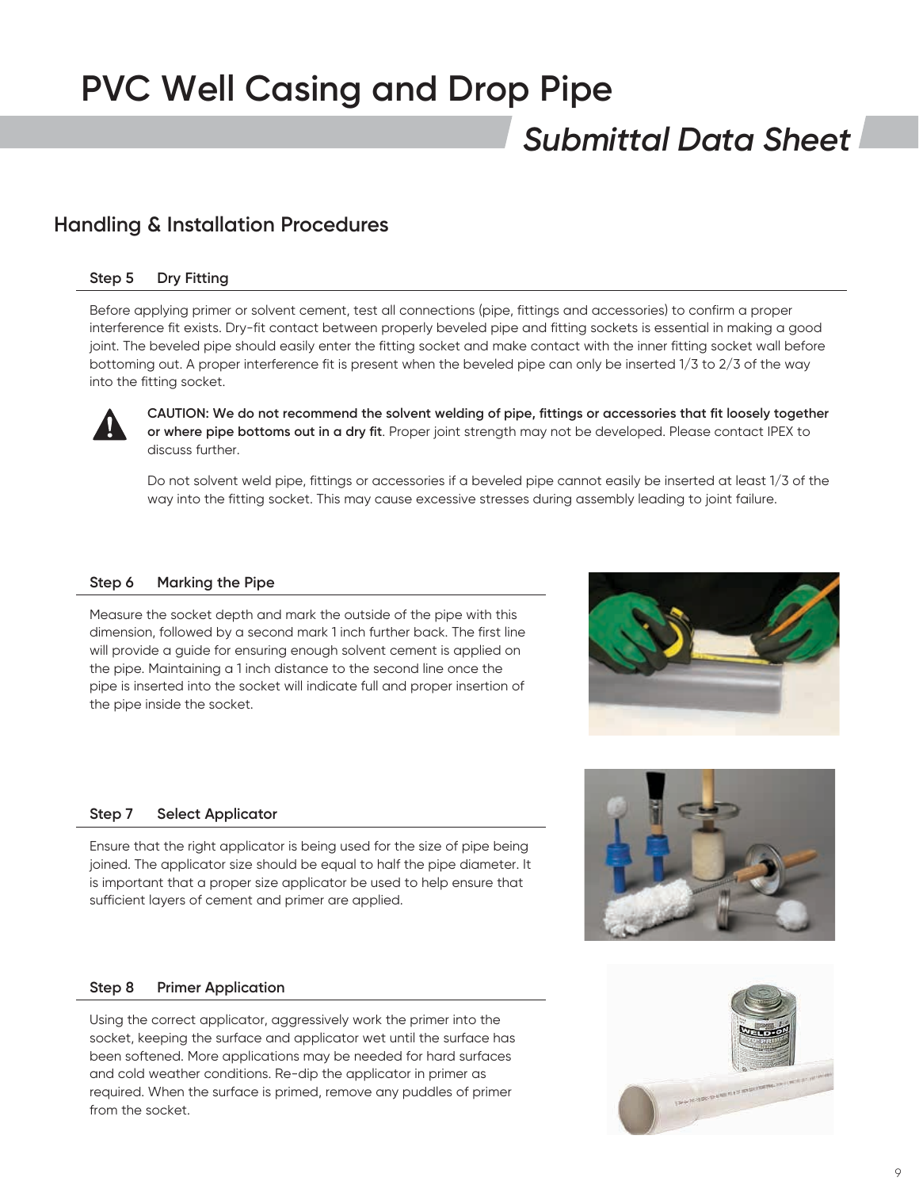# PVC Well Casing and Drop Pipe

## *Submittal Data Sheet*

## Handling & Installation Procedures

### Step 5 Dry Fitting

Before applying primer or solvent cement, test all connections (pipe, fittings and accessories) to confirm a proper interference fit exists. Dry-fit contact between properly beveled pipe and fitting sockets is essential in making a good joint. The beveled pipe should easily enter the fitting socket and make contact with the inner fitting socket wall before bottoming out. A proper interference fit is present when the beveled pipe can only be inserted 1/3 to 2/3 of the way into the fitting socket.

**CAUTION: We do not recommend the solvent welding of pipe, fittings or accessories that fit loosely together or where pipe bottoms out in a dry fit**. Proper joint strength may not be developed. Please contact IPEX to discuss further.

Do not solvent weld pipe, fittings or accessories if a beveled pipe cannot easily be inserted at least 1/3 of the way into the fitting socket. This may cause excessive stresses during assembly leading to joint failure.

### Step 6 Marking the Pipe

Measure the socket depth and mark the outside of the pipe with this dimension, followed by a second mark 1 inch further back. The first line will provide a guide for ensuring enough solvent cement is applied on the pipe. Maintaining a 1 inch distance to the second line once the pipe is inserted into the socket will indicate full and proper insertion of the pipe inside the socket.

### Step 7 Select Applicator

Ensure that the right applicator is being used for the size of pipe being joined. The applicator size should be equal to half the pipe diameter. It is important that a proper size applicator be used to help ensure that sufficient layers of cement and primer are applied.

### Step 8 Primer Application

Using the correct applicator, aggressively work the primer into the socket, keeping the surface and applicator wet until the surface has been softened. More applications may be needed for hard surfaces and cold weather conditions. Re-dip the applicator in primer as required. When the surface is primed, remove any puddles of primer from the socket.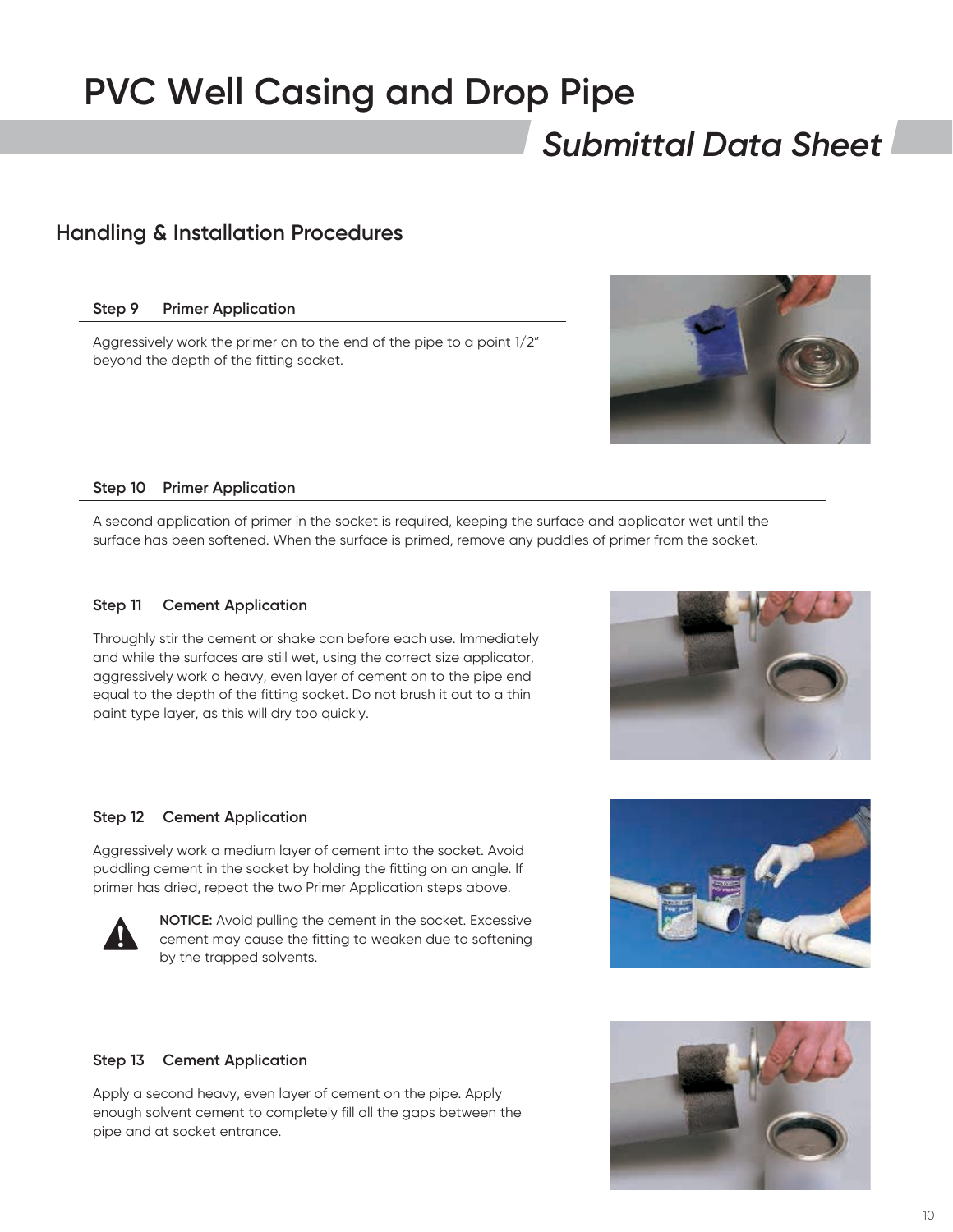# PVC Well Casing and Drop Pipe

## *Submittal Data Sheet*

## Handling & Installation Procedures

### Step 9 Primer Application

Aggressively work the primer on to the end of the pipe to a point 1/2" beyond the depth of the fitting socket.

### Step 10 Primer Application

A second application of primer in the socket is required, keeping the surface and applicator wet until the surface has been softened. When the surface is primed, remove any puddles of primer from the socket.

### Step 11 Cement Application

Throughly stir the cement or shake can before each use. Immediately and while the surfaces are still wet, using the correct size applicator, aggressively work a heavy, even layer of cement on to the pipe end equal to the depth of the fitting socket. Do not brush it out to a thin paint type layer, as this will dry too quickly.

### Step 12 Cement Application

Aggressively work a medium layer of cement into the socket. Avoid puddling cement in the socket by holding the fitting on an angle. If primer has dried, repeat the two Primer Application steps above.

**NOTICE:** Avoid pulling the cement in the socket. Excessive cement may cause the fitting to weaken due to softening by the trapped solvents.

### Step 13 Cement Application

Apply a second heavy, even layer of cement on the pipe. Apply enough solvent cement to completely fill all the gaps between the pipe and at socket entrance.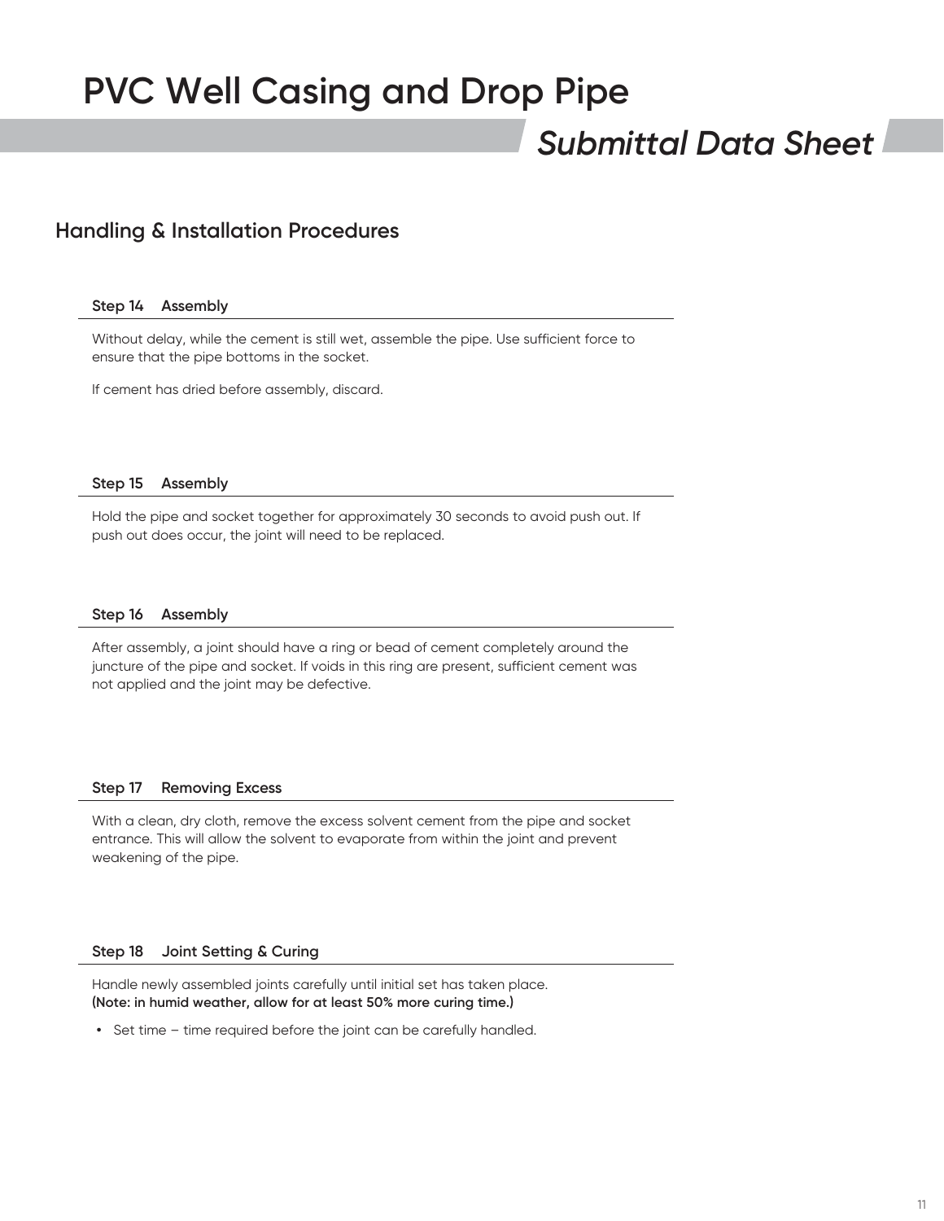# PVC Well Casing and Drop Pipe

*Submittal Data Sheet*

## Handling & Installation Procedures

### Step 14 Assembly

Without delay, while the cement is still wet, assemble the pipe. Use sufficient force to ensure that the pipe bottoms in the socket.

If cement has dried before assembly, discard.

### Step 15 Assembly

Hold the pipe and socket together for approximately 30 seconds to avoid push out. If push out does occur, the joint will need to be replaced.

### Step 16 Assembly

After assembly, a joint should have a ring or bead of cement completely around the juncture of the pipe and socket. If voids in this ring are present, sufficient cement was not applied and the joint may be defective.

### Step 17 Removing Excess

With a clean, dry cloth, remove the excess solvent cement from the pipe and socket entrance. This will allow the solvent to evaporate from within the joint and prevent weakening of the pipe.

### Step 18 Joint Setting & Curing

Handle newly assembled joints carefully until initial set has taken place.
**(Note: in humid weather, allow for at least 50% more curing time.)**

- Set time – time required before the joint can be carefully handled.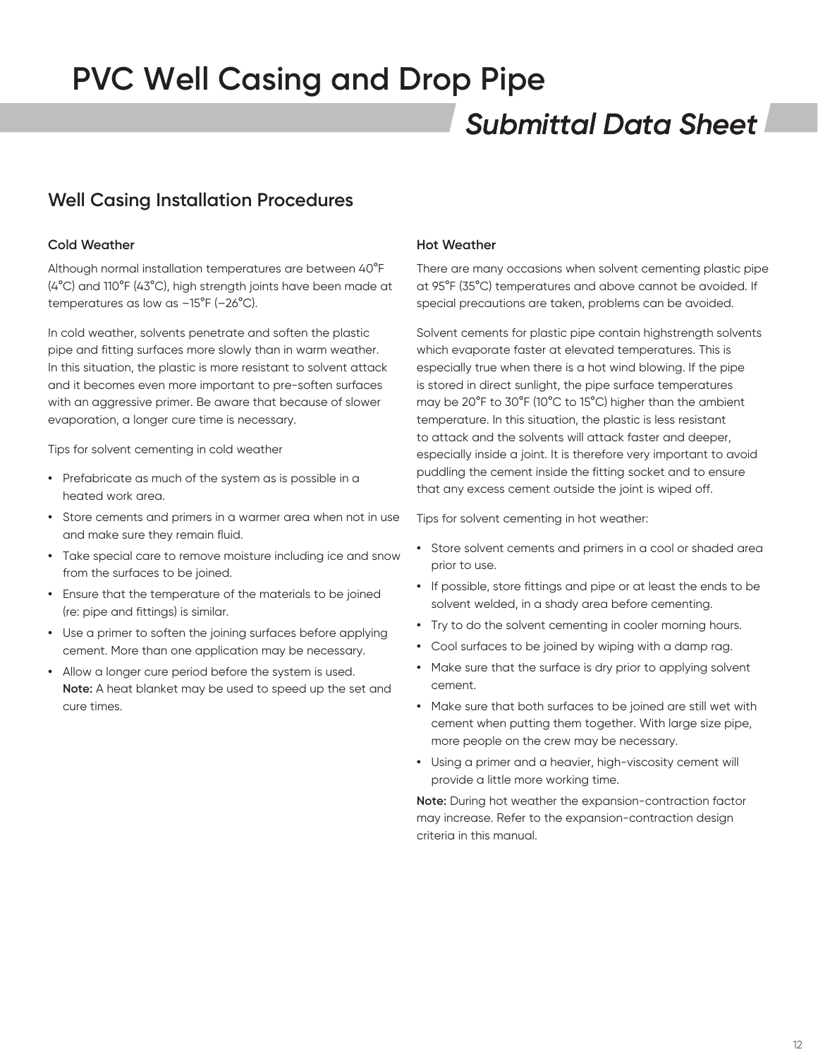# PVC Well Casing and Drop Pipe

## *Submittal Data Sheet*

## Well Casing Installation Procedures

### Cold Weather

Although normal installation temperatures are between 40°F (4°C) and 110°F (43°C), high strength joints have been made at temperatures as low as –15°F (–26°C).

In cold weather, solvents penetrate and soften the plastic pipe and fitting surfaces more slowly than in warm weather. In this situation, the plastic is more resistant to solvent attack and it becomes even more important to pre-soften surfaces with an aggressive primer. Be aware that because of slower evaporation, a longer cure time is necessary.

Tips for solvent cementing in cold weather

- Prefabricate as much of the system as is possible in a heated work area.
- Store cements and primers in a warmer area when not in use and make sure they remain fluid.
- Take special care to remove moisture including ice and snow from the surfaces to be joined.
- Ensure that the temperature of the materials to be joined (re: pipe and fittings) is similar.
- Use a primer to soften the joining surfaces before applying cement. More than one application may be necessary.
- Allow a longer cure period before the system is used. **Note:** A heat blanket may be used to speed up the set and cure times.

### Hot Weather

There are many occasions when solvent cementing plastic pipe at 95°F (35°C) temperatures and above cannot be avoided. If special precautions are taken, problems can be avoided.

Solvent cements for plastic pipe contain highstrength solvents which evaporate faster at elevated temperatures. This is especially true when there is a hot wind blowing. If the pipe is stored in direct sunlight, the pipe surface temperatures may be 20°F to 30°F (10°C to 15°C) higher than the ambient temperature. In this situation, the plastic is less resistant to attack and the solvents will attack faster and deeper, especially inside a joint. It is therefore very important to avoid puddling the cement inside the fitting socket and to ensure that any excess cement outside the joint is wiped off.

Tips for solvent cementing in hot weather:

- Store solvent cements and primers in a cool or shaded area prior to use.
- If possible, store fittings and pipe or at least the ends to be solvent welded, in a shady area before cementing.
- Try to do the solvent cementing in cooler morning hours.
- Cool surfaces to be joined by wiping with a damp rag.
- Make sure that the surface is dry prior to applying solvent cement.
- Make sure that both surfaces to be joined are still wet with cement when putting them together. With large size pipe, more people on the crew may be necessary.
- Using a primer and a heavier, high-viscosity cement will provide a little more working time.

**Note:** During hot weather the expansion-contraction factor may increase. Refer to the expansion-contraction design criteria in this manual.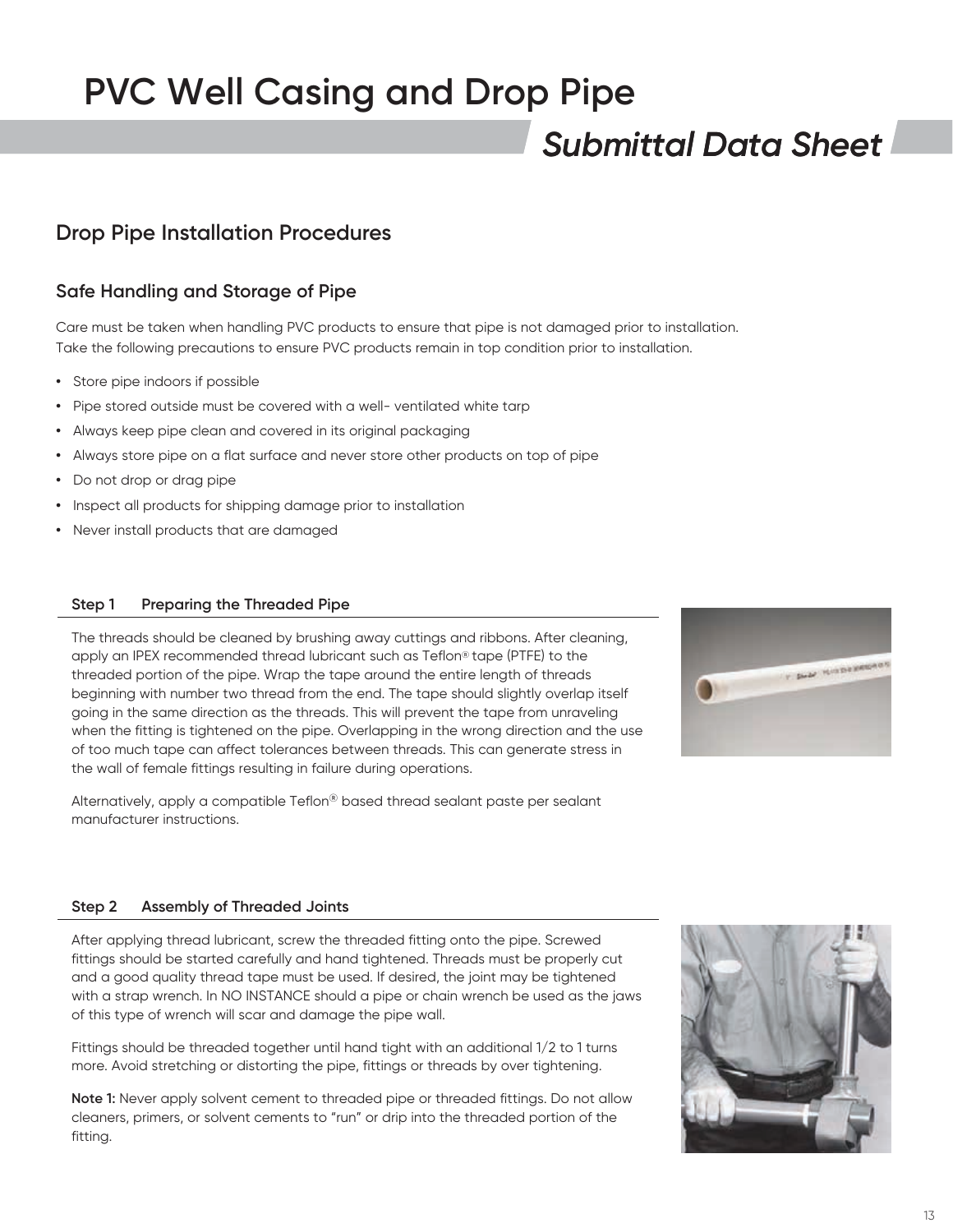# PVC Well Casing and Drop Pipe

*Submittal Data Sheet*

## Drop Pipe Installation Procedures

### Safe Handling and Storage of Pipe

Care must be taken when handling PVC products to ensure that pipe is not damaged prior to installation. Take the following precautions to ensure PVC products remain in top condition prior to installation.

- Store pipe indoors if possible
- Pipe stored outside must be covered with a well- ventilated white tarp
- Always keep pipe clean and covered in its original packaging
- Always store pipe on a flat surface and never store other products on top of pipe
- Do not drop or drag pipe
- Inspect all products for shipping damage prior to installation
- Never install products that are damaged

#### Step 1 Preparing the Threaded Pipe

The threads should be cleaned by brushing away cuttings and ribbons. After cleaning, apply an IPEX recommended thread lubricant such as Teflon® tape (PTFE) to the threaded portion of the pipe. Wrap the tape around the entire length of threads beginning with number two thread from the end. The tape should slightly overlap itself going in the same direction as the threads. This will prevent the tape from unraveling when the fitting is tightened on the pipe. Overlapping in the wrong direction and the use of too much tape can affect tolerances between threads. This can generate stress in the wall of female fittings resulting in failure during operations.

Alternatively, apply a compatible Teflon® based thread sealant paste per sealant manufacturer instructions.

#### Step 2 Assembly of Threaded Joints

After applying thread lubricant, screw the threaded fitting onto the pipe. Screwed fittings should be started carefully and hand tightened. Threads must be properly cut and a good quality thread tape must be used. If desired, the joint may be tightened with a strap wrench. In NO INSTANCE should a pipe or chain wrench be used as the jaws of this type of wrench will scar and damage the pipe wall.

Fittings should be threaded together until hand tight with an additional 1/2 to 1 turns more. Avoid stretching or distorting the pipe, fittings or threads by over tightening.

**Note 1:** Never apply solvent cement to threaded pipe or threaded fittings. Do not allow cleaners, primers, or solvent cements to "run" or drip into the threaded portion of the fitting.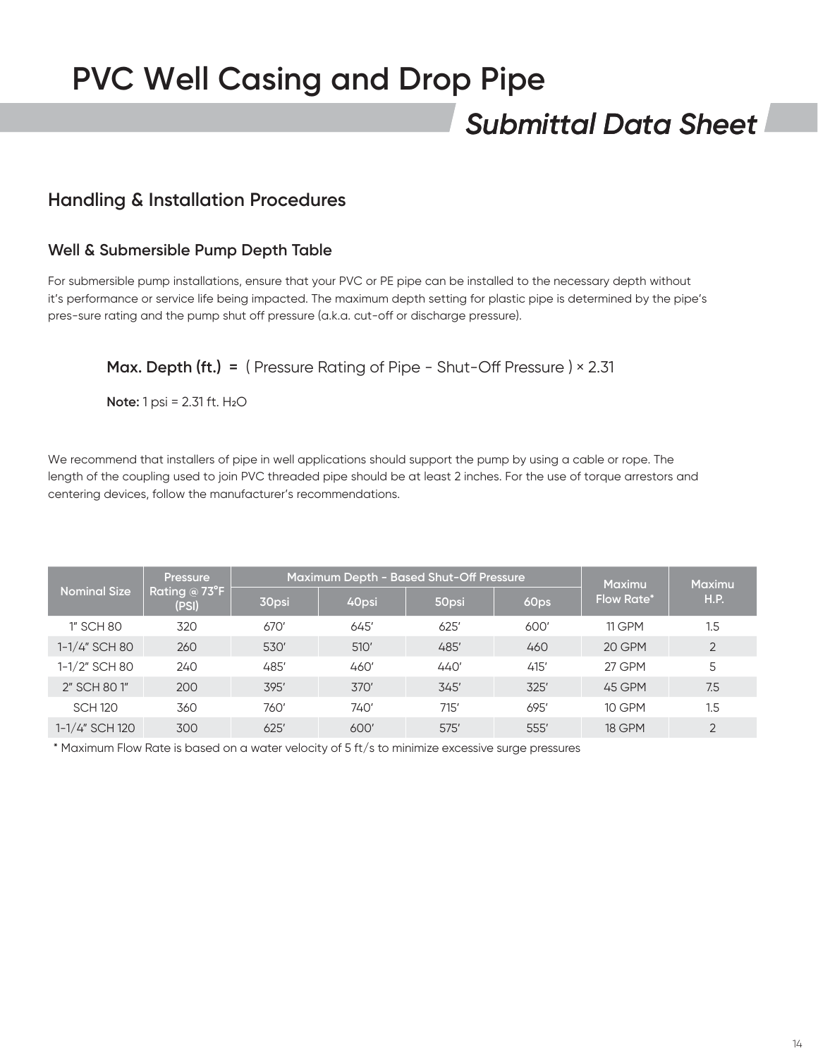# PVC Well Casing and Drop Pipe

## *Submittal Data Sheet*

## Handling & Installation Procedures

### Well & Submersible Pump Depth Table

For submersible pump installations, ensure that your PVC or PE pipe can be installed to the necessary depth without it's performance or service life being impacted. The maximum depth setting for plastic pipe is determined by the pipe's pres-sure rating and the pump shut off pressure (a.k.a. cut-off or discharge pressure).

**Max. Depth (ft.) =** ( Pressure Rating of Pipe - Shut-Off Pressure ) × 2.31

**Note:** 1 psi = 2.31 ft. $H_2O$

We recommend that installers of pipe in well applications should support the pump by using a cable or rope. The length of the coupling used to join PVC threaded pipe should be at least 2 inches. For the use of torque arrestors and centering devices, follow the manufacturer's recommendations.

| Nominal Size | Pressure Rating @ 73°F (PSI) | Maximum Depth - Based Shut-Off Pressure | | | | Maximu Flow Rate* | Maximu H.P. |
|---|---|---|---|---|---|---|---|
| | | 30psi | 40psi | 50psi | 60ps | | |
| 1" SCH 80 | 320 | 670' | 645' | 625' | 600' | 11 GPM | 1.5 |
| 1-1/4" SCH 80 | 260 | 530' | 510' | 485' | 460 | 20 GPM | 2 |
| 1-1/2" SCH 80 | 240 | 485' | 460' | 440' | 415' | 27 GPM | 5 |
| 2" SCH 80 1" | 200 | 395' | 370' | 345' | 325' | 45 GPM | 7.5 |
| SCH 120 | 360 | 760' | 740' | 715' | 695' | 10 GPM | 1.5 |
| 1-1/4" SCH 120 | 300 | 625' | 600' | 575' | 555' | 18 GPM | 2 |

**\*** Maximum Flow Rate is based on a water velocity of 5 ft/s to minimize excessive surge pressures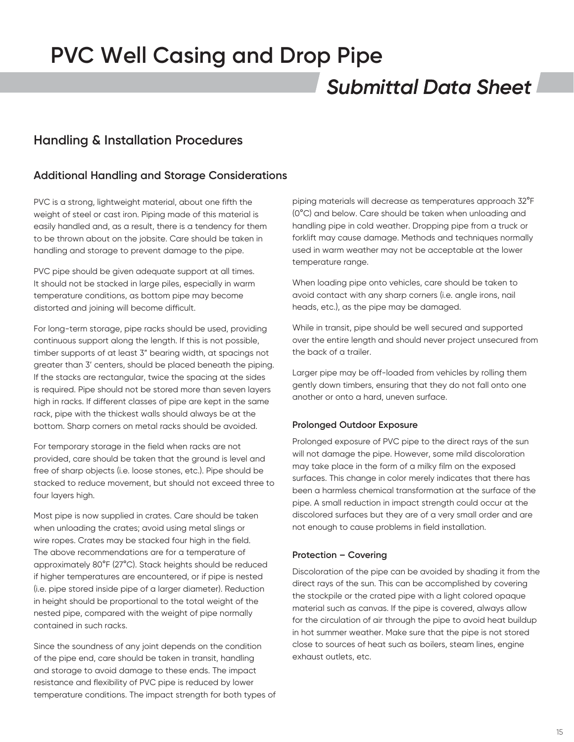# PVC Well Casing and Drop Pipe

*Submittal Data Sheet*

## Handling & Installation Procedures

### Additional Handling and Storage Considerations

PVC is a strong, lightweight material, about one fifth the weight of steel or cast iron. Piping made of this material is easily handled and, as a result, there is a tendency for them to be thrown about on the jobsite. Care should be taken in handling and storage to prevent damage to the pipe.

PVC pipe should be given adequate support at all times. It should not be stacked in large piles, especially in warm temperature conditions, as bottom pipe may become distorted and joining will become difficult.

For long-term storage, pipe racks should be used, providing continuous support along the length. If this is not possible, timber supports of at least 3" bearing width, at spacings not greater than 3' centers, should be placed beneath the piping. If the stacks are rectangular, twice the spacing at the sides is required. Pipe should not be stored more than seven layers high in racks. If different classes of pipe are kept in the same rack, pipe with the thickest walls should always be at the bottom. Sharp corners on metal racks should be avoided.

For temporary storage in the field when racks are not provided, care should be taken that the ground is level and free of sharp objects (i.e. loose stones, etc.). Pipe should be stacked to reduce movement, but should not exceed three to four layers high.

Most pipe is now supplied in crates. Care should be taken when unloading the crates; avoid using metal slings or wire ropes. Crates may be stacked four high in the field. The above recommendations are for a temperature of approximately 80°F (27°C). Stack heights should be reduced if higher temperatures are encountered, or if pipe is nested (i.e. pipe stored inside pipe of a larger diameter). Reduction in height should be proportional to the total weight of the nested pipe, compared with the weight of pipe normally contained in such racks.

Since the soundness of any joint depends on the condition of the pipe end, care should be taken in transit, handling and storage to avoid damage to these ends. The impact resistance and flexibility of PVC pipe is reduced by lower temperature conditions. The impact strength for both types of piping materials will decrease as temperatures approach 32°F (0°C) and below. Care should be taken when unloading and handling pipe in cold weather. Dropping pipe from a truck or forklift may cause damage. Methods and techniques normally used in warm weather may not be acceptable at the lower temperature range.

When loading pipe onto vehicles, care should be taken to avoid contact with any sharp corners (i.e. angle irons, nail heads, etc.), as the pipe may be damaged.

While in transit, pipe should be well secured and supported over the entire length and should never project unsecured from the back of a trailer.

Larger pipe may be off-loaded from vehicles by rolling them gently down timbers, ensuring that they do not fall onto one another or onto a hard, uneven surface.

#### Prolonged Outdoor Exposure

Prolonged exposure of PVC pipe to the direct rays of the sun will not damage the pipe. However, some mild discoloration may take place in the form of a milky film on the exposed surfaces. This change in color merely indicates that there has been a harmless chemical transformation at the surface of the pipe. A small reduction in impact strength could occur at the discolored surfaces but they are of a very small order and are not enough to cause problems in field installation.

#### Protection – Covering

Discoloration of the pipe can be avoided by shading it from the direct rays of the sun. This can be accomplished by covering the stockpile or the crated pipe with a light colored opaque material such as canvas. If the pipe is covered, always allow for the circulation of air through the pipe to avoid heat buildup in hot summer weather. Make sure that the pipe is not stored close to sources of heat such as boilers, steam lines, engine exhaust outlets, etc.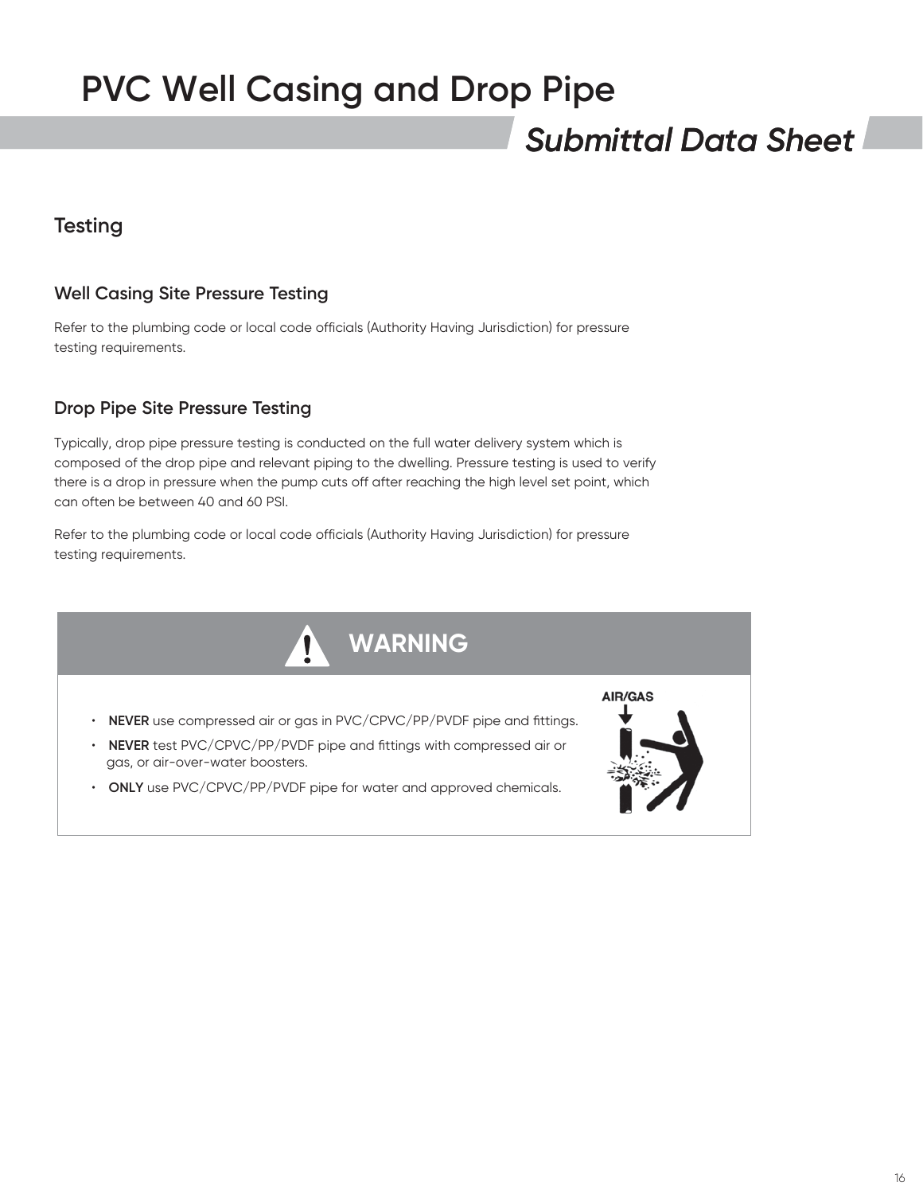# PVC Well Casing and Drop Pipe

*Submittal Data Sheet*

## Testing

### Well Casing Site Pressure Testing

Refer to the plumbing code or local code officials (Authority Having Jurisdiction) for pressure testing requirements.

### Drop Pipe Site Pressure Testing

Typically, drop pipe pressure testing is conducted on the full water delivery system which is composed of the drop pipe and relevant piping to the dwelling. Pressure testing is used to verify there is a drop in pressure when the pump cuts off after reaching the high level set point, which can often be between 40 and 60 PSI.

Refer to the plumbing code or local code officials (Authority Having Jurisdiction) for pressure testing requirements.

**WARNING**

- **NEVER** use compressed air or gas in PVC/CPVC/PP/PVDF pipe and fittings.
- **NEVER** test PVC/CPVC/PP/PVDF pipe and fittings with compressed air or gas, or air-over-water boosters.
- **ONLY** use PVC/CPVC/PP/PVDF pipe for water and approved chemicals.

AIR/GAS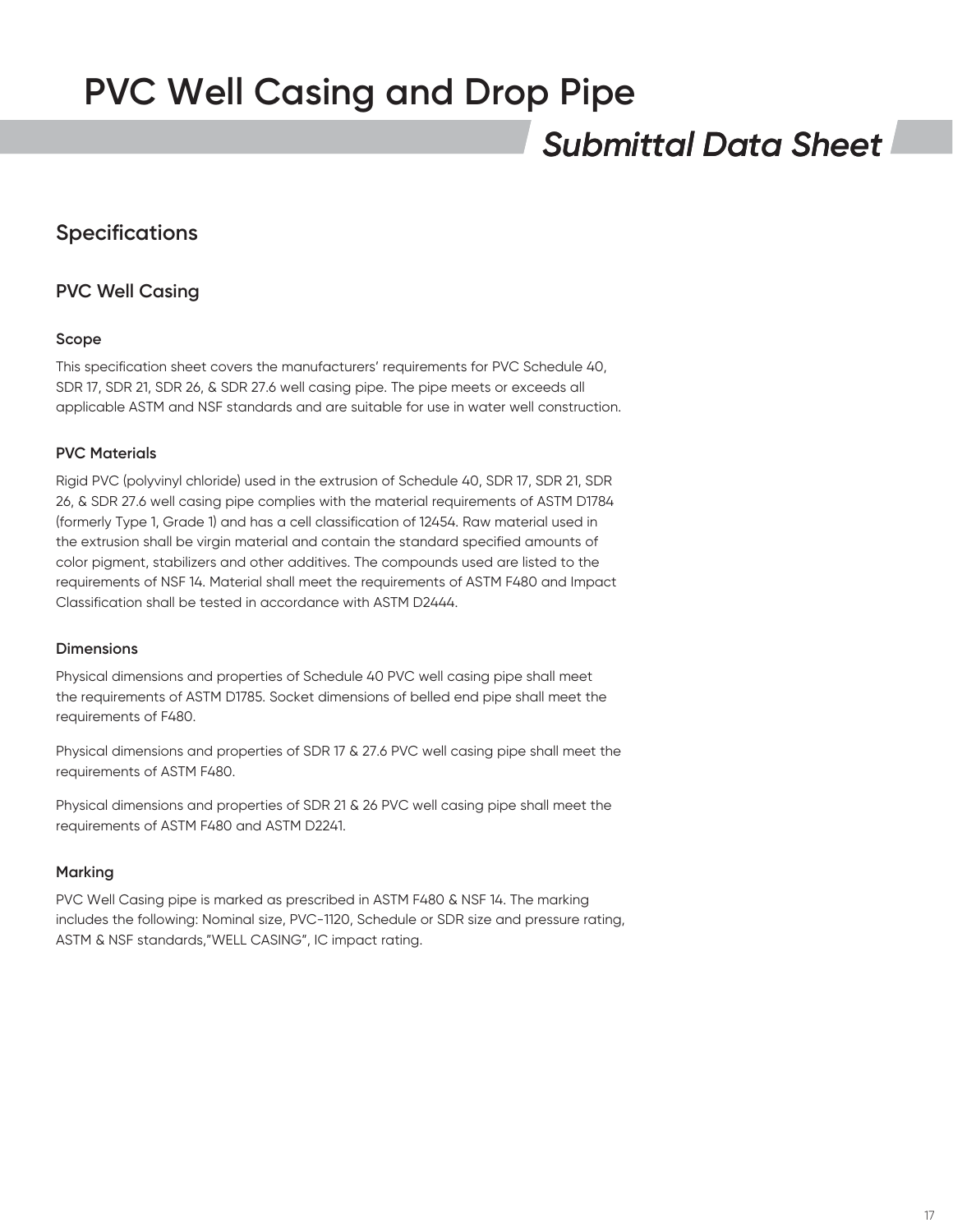# PVC Well Casing and Drop Pipe

*Submittal Data Sheet*

## Specifications

### PVC Well Casing

#### Scope

This specification sheet covers the manufacturers' requirements for PVC Schedule 40, SDR 17, SDR 21, SDR 26, & SDR 27.6 well casing pipe. The pipe meets or exceeds all applicable ASTM and NSF standards and are suitable for use in water well construction.

#### PVC Materials

Rigid PVC (polyvinyl chloride) used in the extrusion of Schedule 40, SDR 17, SDR 21, SDR 26, & SDR 27.6 well casing pipe complies with the material requirements of ASTM D1784 (formerly Type 1, Grade 1) and has a cell classification of 12454. Raw material used in the extrusion shall be virgin material and contain the standard specified amounts of color pigment, stabilizers and other additives. The compounds used are listed to the requirements of NSF 14. Material shall meet the requirements of ASTM F480 and Impact Classification shall be tested in accordance with ASTM D2444.

#### Dimensions

Physical dimensions and properties of Schedule 40 PVC well casing pipe shall meet the requirements of ASTM D1785. Socket dimensions of belled end pipe shall meet the requirements of F480.

Physical dimensions and properties of SDR 17 & 27.6 PVC well casing pipe shall meet the requirements of ASTM F480.

Physical dimensions and properties of SDR 21 & 26 PVC well casing pipe shall meet the requirements of ASTM F480 and ASTM D2241.

#### Marking

PVC Well Casing pipe is marked as prescribed in ASTM F480 & NSF 14. The marking includes the following: Nominal size, PVC-1120, Schedule or SDR size and pressure rating, ASTM & NSF standards,"WELL CASING", IC impact rating.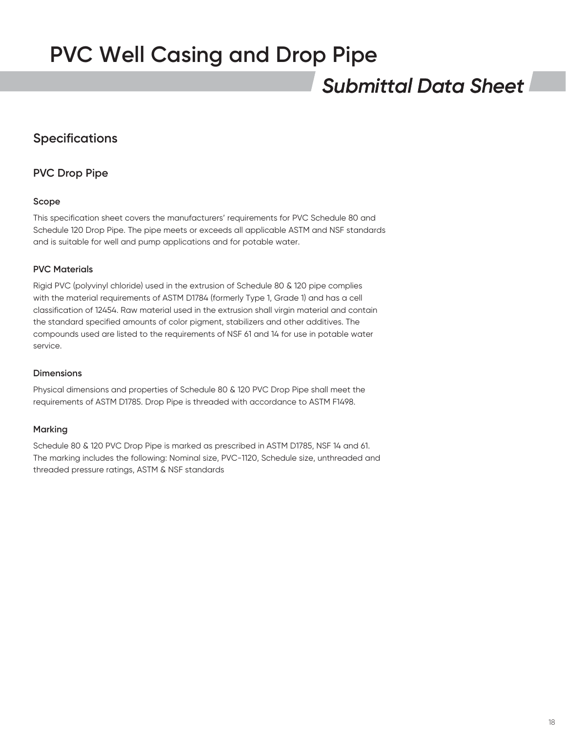# PVC Well Casing and Drop Pipe

*Submittal Data Sheet*

## Specifications

### PVC Drop Pipe

#### Scope

This specification sheet covers the manufacturers' requirements for PVC Schedule 80 and Schedule 120 Drop Pipe. The pipe meets or exceeds all applicable ASTM and NSF standards and is suitable for well and pump applications and for potable water.

#### PVC Materials

Rigid PVC (polyvinyl chloride) used in the extrusion of Schedule 80 & 120 pipe complies with the material requirements of ASTM D1784 (formerly Type 1, Grade 1) and has a cell classification of 12454. Raw material used in the extrusion shall virgin material and contain the standard specified amounts of color pigment, stabilizers and other additives. The compounds used are listed to the requirements of NSF 61 and 14 for use in potable water service.

#### Dimensions

Physical dimensions and properties of Schedule 80 & 120 PVC Drop Pipe shall meet the requirements of ASTM D1785. Drop Pipe is threaded with accordance to ASTM F1498.

#### Marking

Schedule 80 & 120 PVC Drop Pipe is marked as prescribed in ASTM D1785, NSF 14 and 61. The marking includes the following: Nominal size, PVC-1120, Schedule size, unthreaded and threaded pressure ratings, ASTM & NSF standards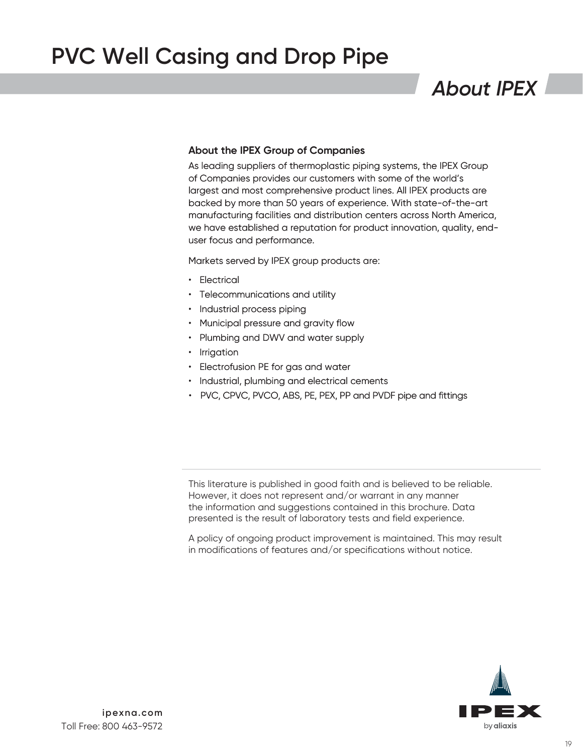# About IPEX

## About the IPEX Group of Companies

As leading suppliers of thermoplastic piping systems, the IPEX Group of Companies provides our customers with some of the world's largest and most comprehensive product lines. All IPEX products are backed by more than 50 years of experience. With state-of-the-art manufacturing facilities and distribution centers across North America, we have established a reputation for product innovation, quality, end-user focus and performance.

Markets served by IPEX group products are:

- Electrical
- Telecommunications and utility
- Industrial process piping
- Municipal pressure and gravity flow
- Plumbing and DWV and water supply
- Irrigation
- Electrofusion PE for gas and water
- Industrial, plumbing and electrical cements
- PVC, CPVC, PVCO, ABS, PE, PEX, PP and PVDF pipe and fittings

---

This literature is published in good faith and is believed to be reliable. However, it does not represent and/or warrant in any manner the information and suggestions contained in this brochure. Data presented is the result of laboratory tests and field experience.

A policy of ongoing product improvement is maintained. This may result in modifications of features and/or specifications without notice.

ipexna.com
Toll Free: 800 463-9572

IPEX by aliaxis